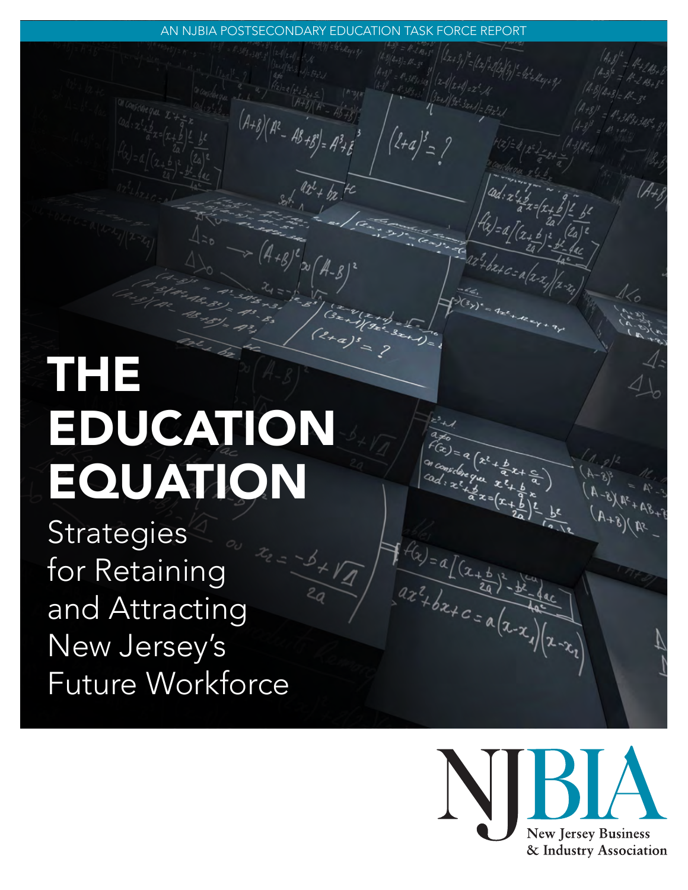AN NJBIA POSTSECONDARY EDUCATION TASK FORCE REPORT

# THE EDUCATION EQUATION

## Strategies for Retaining and Attracting New Jersey's Future Workforce

NJBIA
New Jersey Business & Industry Association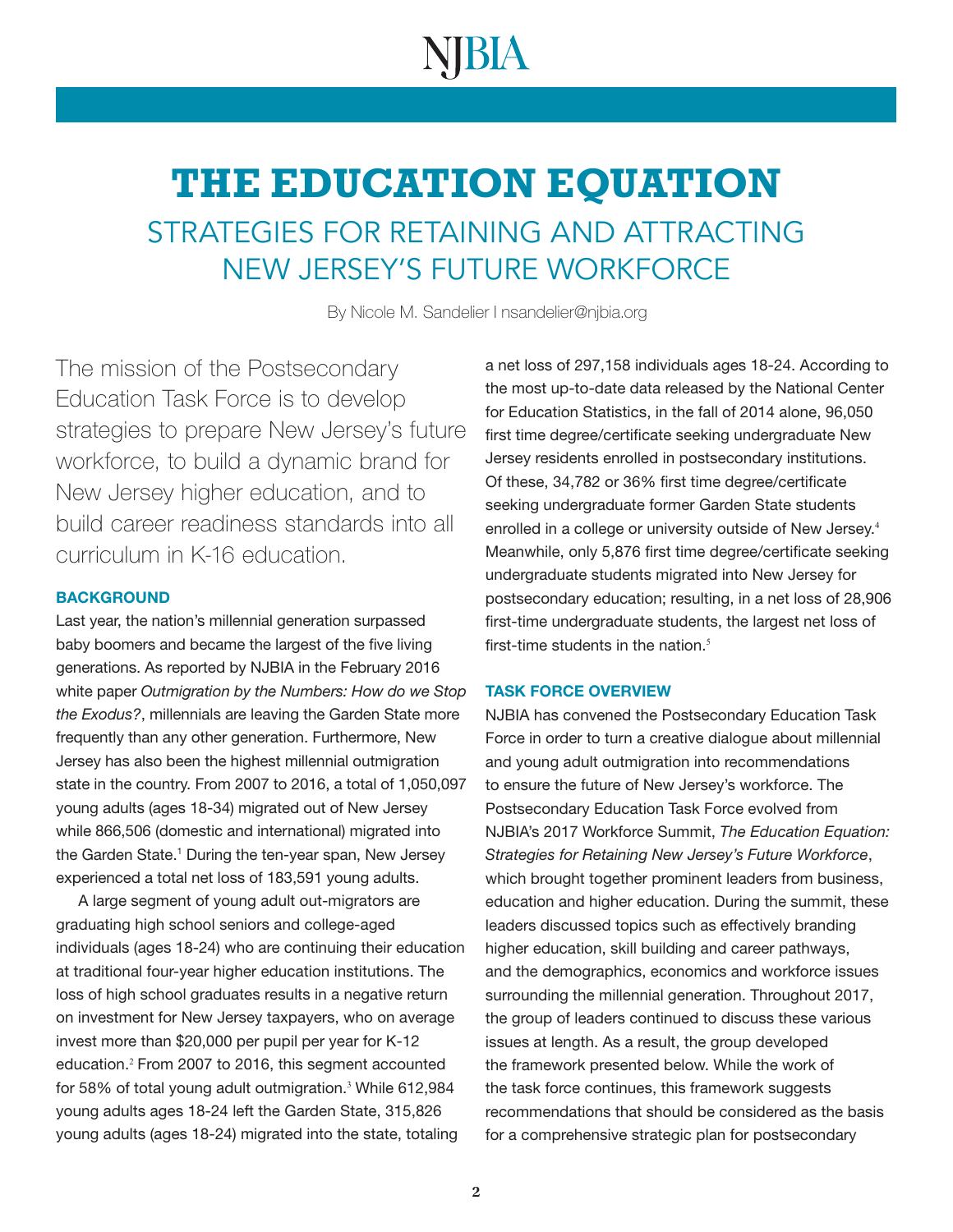# THE EDUCATION EQUATION

## STRATEGIES FOR RETAINING AND ATTRACTING NEW JERSEY'S FUTURE WORKFORCE

By Nicole M. Sandelier I nsandelier@njbia.org

The mission of the Postsecondary Education Task Force is to develop strategies to prepare New Jersey's future workforce, to build a dynamic brand for New Jersey higher education, and to build career readiness standards into all curriculum in K-16 education.

### BACKGROUND

Last year, the nation's millennial generation surpassed baby boomers and became the largest of the five living generations. As reported by NJBIA in the February 2016 white paper *Outmigration by the Numbers: How do we Stop the Exodus?*, millennials are leaving the Garden State more frequently than any other generation. Furthermore, New Jersey has also been the highest millennial outmigration state in the country. From 2007 to 2016, a total of 1,050,097 young adults (ages 18-34) migrated out of New Jersey while 866,506 (domestic and international) migrated into the Garden State.[1] During the ten-year span, New Jersey experienced a total net loss of 183,591 young adults.

A large segment of young adult out-migrators are graduating high school seniors and college-aged individuals (ages 18-24) who are continuing their education at traditional four-year higher education institutions. The loss of high school graduates results in a negative return on investment for New Jersey taxpayers, who on average invest more than $20,000 per pupil per year for K-12 education.[2] From 2007 to 2016, this segment accounted for 58% of total young adult outmigration.[3] While 612,984 young adults ages 18-24 left the Garden State, 315,826 young adults (ages 18-24) migrated into the state, totaling a net loss of 297,158 individuals ages 18-24. According to the most up-to-date data released by the National Center for Education Statistics, in the fall of 2014 alone, 96,050 first time degree/certificate seeking undergraduate New Jersey residents enrolled in postsecondary institutions. Of these, 34,782 or 36% first time degree/certificate seeking undergraduate former Garden State students enrolled in a college or university outside of New Jersey.[4] Meanwhile, only 5,876 first time degree/certificate seeking undergraduate students migrated into New Jersey for postsecondary education; resulting, in a net loss of 28,906 first-time undergraduate students, the largest net loss of first-time students in the nation.[5]

### TASK FORCE OVERVIEW

NJBIA has convened the Postsecondary Education Task Force in order to turn a creative dialogue about millennial and young adult outmigration into recommendations to ensure the future of New Jersey's workforce. The Postsecondary Education Task Force evolved from NJBIA's 2017 Workforce Summit, *The Education Equation: Strategies for Retaining New Jersey's Future Workforce*, which brought together prominent leaders from business, education and higher education. During the summit, these leaders discussed topics such as effectively branding higher education, skill building and career pathways, and the demographics, economics and workforce issues surrounding the millennial generation. Throughout 2017, the group of leaders continued to discuss these various issues at length. As a result, the group developed the framework presented below. While the work of the task force continues, this framework suggests recommendations that should be considered as the basis for a comprehensive strategic plan for postsecondary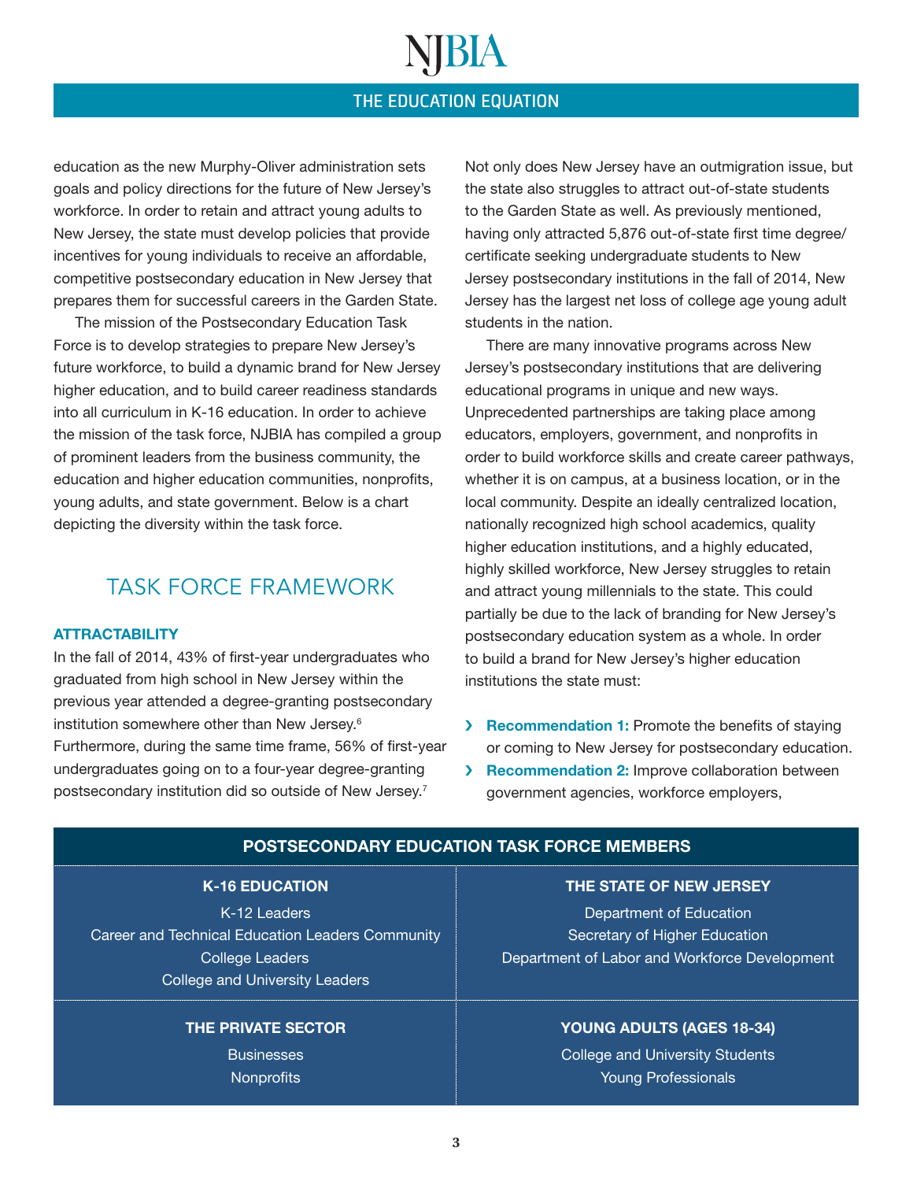education as the new Murphy-Oliver administration sets goals and policy directions for the future of New Jersey's workforce. In order to retain and attract young adults to New Jersey, the state must develop policies that provide incentives for young individuals to receive an affordable, competitive postsecondary education in New Jersey that prepares them for successful careers in the Garden State.

The mission of the Postsecondary Education Task Force is to develop strategies to prepare New Jersey's future workforce, to build a dynamic brand for New Jersey higher education, and to build career readiness standards into all curriculum in K-16 education. In order to achieve the mission of the task force, NJBIA has compiled a group of prominent leaders from the business community, the education and higher education communities, nonprofits, young adults, and state government. Below is a chart depicting the diversity within the task force.

## TASK FORCE FRAMEWORK

### ATTRACTABILITY

In the fall of 2014, 43% of first-year undergraduates who graduated from high school in New Jersey within the previous year attended a degree-granting postsecondary institution somewhere other than New Jersey.[6] Furthermore, during the same time frame, 56% of first-year undergraduates going on to a four-year degree-granting postsecondary institution did so outside of New Jersey.[7]

Not only does New Jersey have an outmigration issue, but the state also struggles to attract out-of-state students to the Garden State as well. As previously mentioned, having only attracted 5,876 out-of-state first time degree/certificate seeking undergraduate students to New Jersey postsecondary institutions in the fall of 2014, New Jersey has the largest net loss of college age young adult students in the nation.

There are many innovative programs across New Jersey's postsecondary institutions that are delivering educational programs in unique and new ways. Unprecedented partnerships are taking place among educators, employers, government, and nonprofits in order to build workforce skills and create career pathways, whether it is on campus, at a business location, or in the local community. Despite an ideally centralized location, nationally recognized high school academics, quality higher education institutions, and a highly educated, highly skilled workforce, New Jersey struggles to retain and attract young millennials to the state. This could partially be due to the lack of branding for New Jersey's postsecondary education system as a whole. In order to build a brand for New Jersey's higher education institutions the state must:

- **Recommendation 1:** Promote the benefits of staying or coming to New Jersey for postsecondary education.
- **Recommendation 2:** Improve collaboration between government agencies, workforce employers,

### POSTSECONDARY EDUCATION TASK FORCE MEMBERS

| K-16 EDUCATION | THE STATE OF NEW JERSEY |
|---|---|
| K-12 Leaders<br>Career and Technical Education Leaders Community<br>College Leaders<br>College and University Leaders | Department of Education<br>Secretary of Higher Education<br>Department of Labor and Workforce Development |
| **THE PRIVATE SECTOR** | **YOUNG ADULTS (AGES 18-34)** |
| Businesses<br>Nonprofits | College and University Students<br>Young Professionals |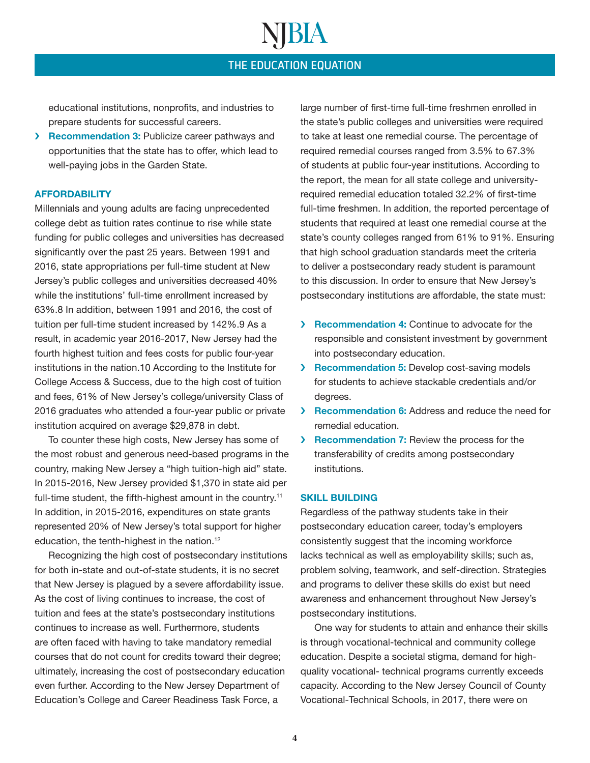educational institutions, nonprofits, and industries to prepare students for successful careers.

- **Recommendation 3:** Publicize career pathways and opportunities that the state has to offer, which lead to well-paying jobs in the Garden State.

### AFFORDABILITY

Millennials and young adults are facing unprecedented college debt as tuition rates continue to rise while state funding for public colleges and universities has decreased significantly over the past 25 years. Between 1991 and 2016, state appropriations per full-time student at New Jersey's public colleges and universities decreased 40% while the institutions' full-time enrollment increased by 63%.8 In addition, between 1991 and 2016, the cost of tuition per full-time student increased by 142%.9 As a result, in academic year 2016-2017, New Jersey had the fourth highest tuition and fees costs for public four-year institutions in the nation.10 According to the Institute for College Access & Success, due to the high cost of tuition and fees, 61% of New Jersey's college/university Class of 2016 graduates who attended a four-year public or private institution acquired on average $29,878 in debt.

To counter these high costs, New Jersey has some of the most robust and generous need-based programs in the country, making New Jersey a "high tuition-high aid" state. In 2015-2016, New Jersey provided $1,370 in state aid per full-time student, the fifth-highest amount in the country.[11] In addition, in 2015-2016, expenditures on state grants represented 20% of New Jersey's total support for higher education, the tenth-highest in the nation.[12]

Recognizing the high cost of postsecondary institutions for both in-state and out-of-state students, it is no secret that New Jersey is plagued by a severe affordability issue. As the cost of living continues to increase, the cost of tuition and fees at the state's postsecondary institutions continues to increase as well. Furthermore, students are often faced with having to take mandatory remedial courses that do not count for credits toward their degree; ultimately, increasing the cost of postsecondary education even further. According to the New Jersey Department of Education's College and Career Readiness Task Force, a large number of first-time full-time freshmen enrolled in the state's public colleges and universities were required to take at least one remedial course. The percentage of required remedial courses ranged from 3.5% to 67.3% of students at public four-year institutions. According to the report, the mean for all state college and university-required remedial education totaled 32.2% of first-time full-time freshmen. In addition, the reported percentage of students that required at least one remedial course at the state's county colleges ranged from 61% to 91%. Ensuring that high school graduation standards meet the criteria to deliver a postsecondary ready student is paramount to this discussion. In order to ensure that New Jersey's postsecondary institutions are affordable, the state must:

- **Recommendation 4:** Continue to advocate for the responsible and consistent investment by government into postsecondary education.
- **Recommendation 5:** Develop cost-saving models for students to achieve stackable credentials and/or degrees.
- **Recommendation 6:** Address and reduce the need for remedial education.
- **Recommendation 7:** Review the process for the transferability of credits among postsecondary institutions.

### SKILL BUILDING

Regardless of the pathway students take in their postsecondary education career, today's employers consistently suggest that the incoming workforce lacks technical as well as employability skills; such as, problem solving, teamwork, and self-direction. Strategies and programs to deliver these skills do exist but need awareness and enhancement throughout New Jersey's postsecondary institutions.

One way for students to attain and enhance their skills is through vocational-technical and community college education. Despite a societal stigma, demand for high-quality vocational- technical programs currently exceeds capacity. According to the New Jersey Council of County Vocational-Technical Schools, in 2017, there were on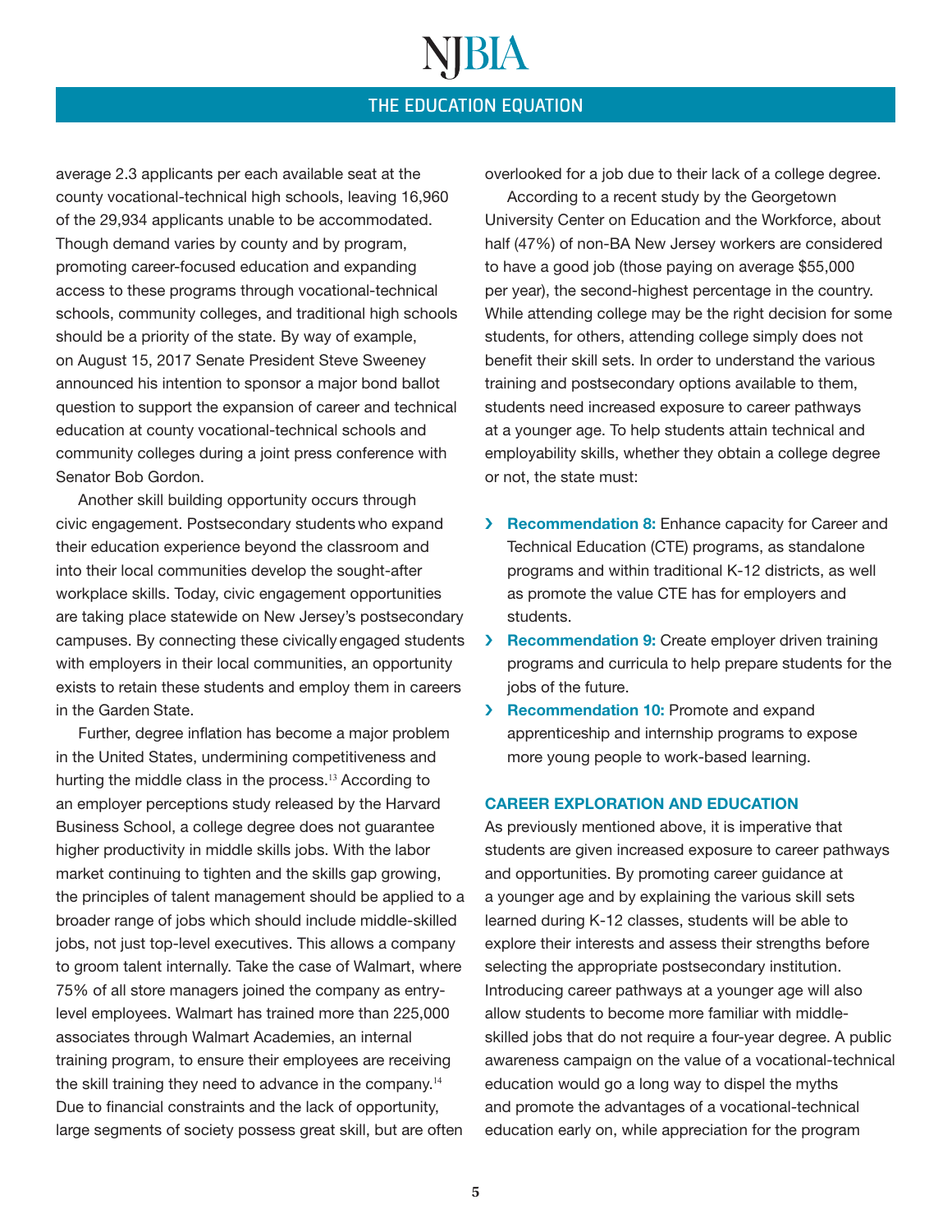average 2.3 applicants per each available seat at the county vocational-technical high schools, leaving 16,960 of the 29,934 applicants unable to be accommodated. Though demand varies by county and by program, promoting career-focused education and expanding access to these programs through vocational-technical schools, community colleges, and traditional high schools should be a priority of the state. By way of example, on August 15, 2017 Senate President Steve Sweeney announced his intention to sponsor a major bond ballot question to support the expansion of career and technical education at county vocational-technical schools and community colleges during a joint press conference with Senator Bob Gordon.

Another skill building opportunity occurs through civic engagement. Postsecondary students who expand their education experience beyond the classroom and into their local communities develop the sought-after workplace skills. Today, civic engagement opportunities are taking place statewide on New Jersey's postsecondary campuses. By connecting these civically engaged students with employers in their local communities, an opportunity exists to retain these students and employ them in careers in the Garden State.

Further, degree inflation has become a major problem in the United States, undermining competitiveness and hurting the middle class in the process.[13] According to an employer perceptions study released by the Harvard Business School, a college degree does not guarantee higher productivity in middle skills jobs. With the labor market continuing to tighten and the skills gap growing, the principles of talent management should be applied to a broader range of jobs which should include middle-skilled jobs, not just top-level executives. This allows a company to groom talent internally. Take the case of Walmart, where 75% of all store managers joined the company as entry-level employees. Walmart has trained more than 225,000 associates through Walmart Academies, an internal training program, to ensure their employees are receiving the skill training they need to advance in the company.[14] Due to financial constraints and the lack of opportunity, large segments of society possess great skill, but are often overlooked for a job due to their lack of a college degree.

According to a recent study by the Georgetown University Center on Education and the Workforce, about half (47%) of non-BA New Jersey workers are considered to have a good job (those paying on average $55,000 per year), the second-highest percentage in the country. While attending college may be the right decision for some students, for others, attending college simply does not benefit their skill sets. In order to understand the various training and postsecondary options available to them, students need increased exposure to career pathways at a younger age. To help students attain technical and employability skills, whether they obtain a college degree or not, the state must:

- **Recommendation 8:** Enhance capacity for Career and Technical Education (CTE) programs, as standalone programs and within traditional K-12 districts, as well as promote the value CTE has for employers and students.
- **Recommendation 9:** Create employer driven training programs and curricula to help prepare students for the jobs of the future.
- **Recommendation 10:** Promote and expand apprenticeship and internship programs to expose more young people to work-based learning.

### CAREER EXPLORATION AND EDUCATION

As previously mentioned above, it is imperative that students are given increased exposure to career pathways and opportunities. By promoting career guidance at a younger age and by explaining the various skill sets learned during K-12 classes, students will be able to explore their interests and assess their strengths before selecting the appropriate postsecondary institution. Introducing career pathways at a younger age will also allow students to become more familiar with middle-skilled jobs that do not require a four-year degree. A public awareness campaign on the value of a vocational-technical education would go a long way to dispel the myths and promote the advantages of a vocational-technical education early on, while appreciation for the program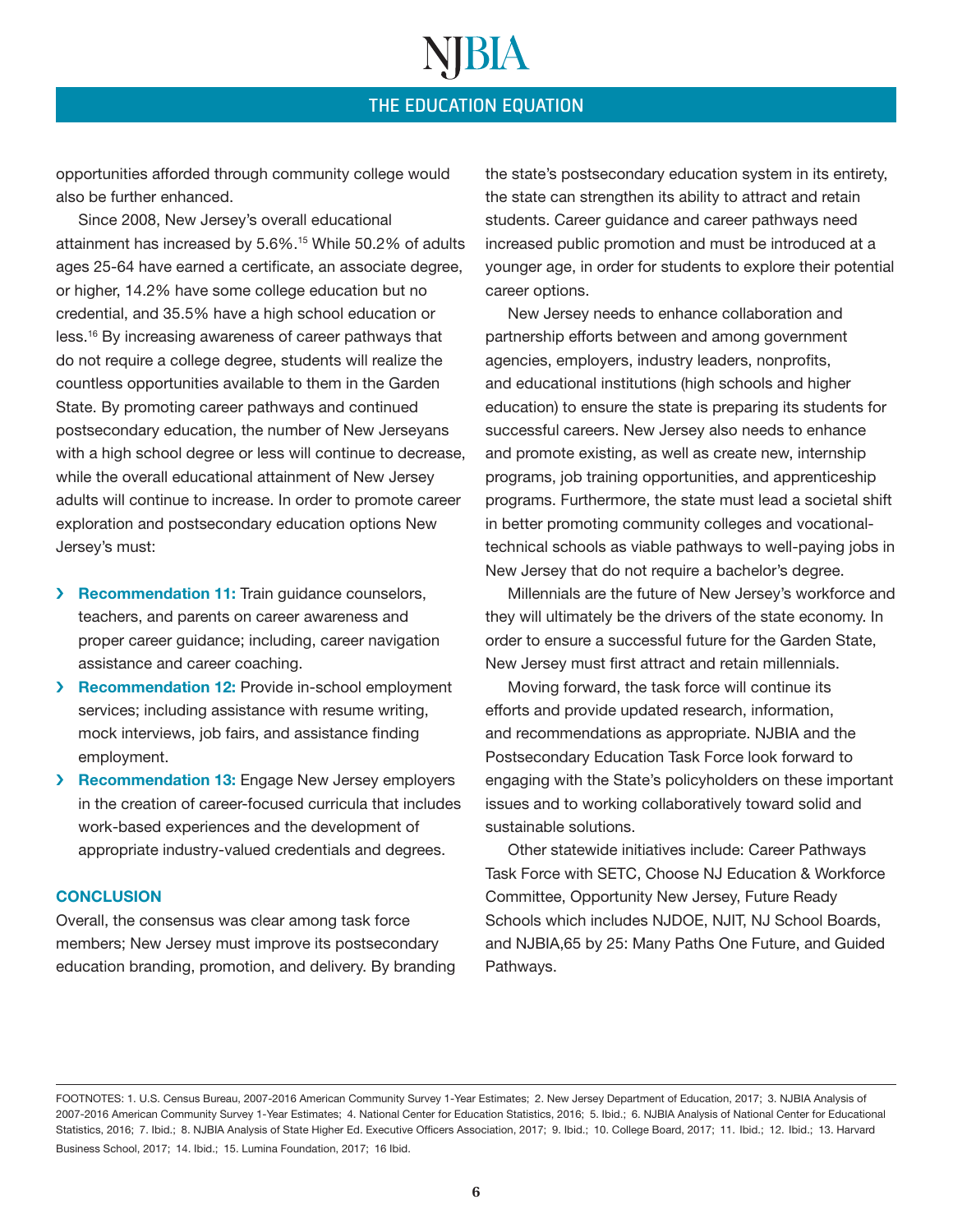opportunities afforded through community college would also be further enhanced.

Since 2008, New Jersey's overall educational attainment has increased by 5.6%.[15] While 50.2% of adults ages 25-64 have earned a certificate, an associate degree, or higher, 14.2% have some college education but no credential, and 35.5% have a high school education or less.[16] By increasing awareness of career pathways that do not require a college degree, students will realize the countless opportunities available to them in the Garden State. By promoting career pathways and continued postsecondary education, the number of New Jerseyans with a high school degree or less will continue to decrease, while the overall educational attainment of New Jersey adults will continue to increase. In order to promote career exploration and postsecondary education options New Jersey's must:

- **Recommendation 11:** Train guidance counselors, teachers, and parents on career awareness and proper career guidance; including, career navigation assistance and career coaching.
- **Recommendation 12:** Provide in-school employment services; including assistance with resume writing, mock interviews, job fairs, and assistance finding employment.
- **Recommendation 13:** Engage New Jersey employers in the creation of career-focused curricula that includes work-based experiences and the development of appropriate industry-valued credentials and degrees.

## CONCLUSION

Overall, the consensus was clear among task force members; New Jersey must improve its postsecondary education branding, promotion, and delivery. By branding the state's postsecondary education system in its entirety, the state can strengthen its ability to attract and retain students. Career guidance and career pathways need increased public promotion and must be introduced at a younger age, in order for students to explore their potential career options.

New Jersey needs to enhance collaboration and partnership efforts between and among government agencies, employers, industry leaders, nonprofits, and educational institutions (high schools and higher education) to ensure the state is preparing its students for successful careers. New Jersey also needs to enhance and promote existing, as well as create new, internship programs, job training opportunities, and apprenticeship programs. Furthermore, the state must lead a societal shift in better promoting community colleges and vocational-technical schools as viable pathways to well-paying jobs in New Jersey that do not require a bachelor's degree.

Millennials are the future of New Jersey's workforce and they will ultimately be the drivers of the state economy. In order to ensure a successful future for the Garden State, New Jersey must first attract and retain millennials.

Moving forward, the task force will continue its efforts and provide updated research, information, and recommendations as appropriate. NJBIA and the Postsecondary Education Task Force look forward to engaging with the State's policyholders on these important issues and to working collaboratively toward solid and sustainable solutions.

Other statewide initiatives include: Career Pathways Task Force with SETC, Choose NJ Education & Workforce Committee, Opportunity New Jersey, Future Ready Schools which includes NJDOE, NJIT, NJ School Boards, and NJBIA,65 by 25: Many Paths One Future, and Guided Pathways.

---

FOOTNOTES: 1. U.S. Census Bureau, 2007-2016 American Community Survey 1-Year Estimates; 2. New Jersey Department of Education, 2017; 3. NJBIA Analysis of 2007-2016 American Community Survey 1-Year Estimates; 4. National Center for Education Statistics, 2016; 5. Ibid.; 6. NJBIA Analysis of National Center for Educational Statistics, 2016; 7. Ibid.; 8. NJBIA Analysis of State Higher Ed. Executive Officers Association, 2017; 9. Ibid.; 10. College Board, 2017; 11. Ibid.; 12. Ibid.; 13. Harvard Business School, 2017; 14. Ibid.; 15. Lumina Foundation, 2017; 16 Ibid.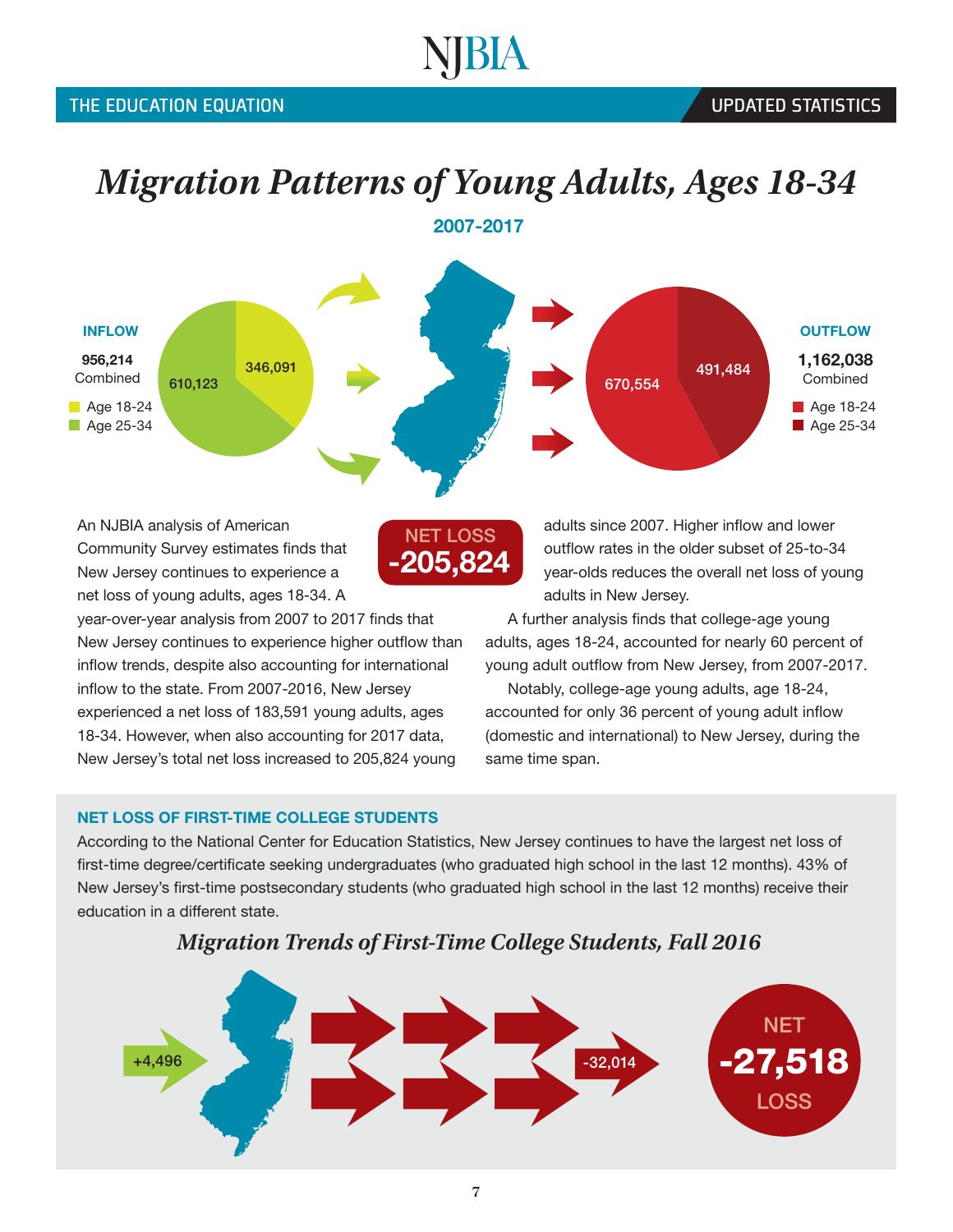THE EDUCATION EQUATION — UPDATED STATISTICS

# *Migration Patterns of Young Adults, Ages 18-34*

**2007-2017**

**INFLOW**

**956,214** Combined

- Age 18-24: 346,091
- Age 25-34: 610,123

**OUTFLOW**

**1,162,038** Combined

- Age 18-24: 670,554
- Age 25-34: 491,484

**NET LOSS -205,824**

An NJBIA analysis of American Community Survey estimates finds that New Jersey continues to experience a net loss of young adults, ages 18-34. A year-over-year analysis from 2007 to 2017 finds that New Jersey continues to experience higher outflow than inflow trends, despite also accounting for international inflow to the state. From 2007-2016, New Jersey experienced a net loss of 183,591 young adults, ages 18-34. However, when also accounting for 2017 data, New Jersey's total net loss increased to 205,824 young adults since 2007. Higher inflow and lower outflow rates in the older subset of 25-to-34 year-olds reduces the overall net loss of young adults in New Jersey.

A further analysis finds that college-age young adults, ages 18-24, accounted for nearly 60 percent of young adult outflow from New Jersey, from 2007-2017.

Notably, college-age young adults, age 18-24, accounted for only 36 percent of young adult inflow (domestic and international) to New Jersey, during the same time span.

### NET LOSS OF FIRST-TIME COLLEGE STUDENTS

According to the National Center for Education Statistics, New Jersey continues to have the largest net loss of first-time degree/certificate seeking undergraduates (who graduated high school in the last 12 months). 43% of New Jersey's first-time postsecondary students (who graduated high school in the last 12 months) receive their education in a different state.

## *Migration Trends of First-Time College Students, Fall 2016*

+4,496

-32,014

NET **-27,518** LOSS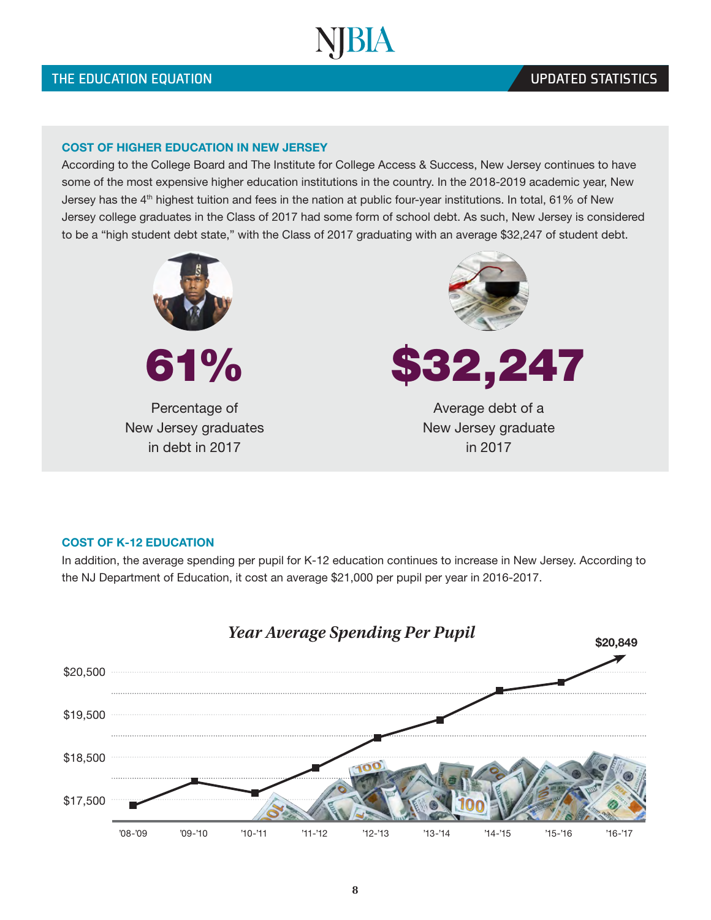THE EDUCATION EQUATION | UPDATED STATISTICS

### COST OF HIGHER EDUCATION IN NEW JERSEY

According to the College Board and The Institute for College Access & Success, New Jersey continues to have some of the most expensive higher education institutions in the country. In the 2018-2019 academic year, New Jersey has the 4th highest tuition and fees in the nation at public four-year institutions. In total, 61% of New Jersey college graduates in the Class of 2017 had some form of school debt. As such, New Jersey is considered to be a "high student debt state," with the Class of 2017 graduating with an average $32,247 of student debt.

**61%**

Percentage of New Jersey graduates in debt in 2017

**$32,247**

Average debt of a New Jersey graduate in 2017

### COST OF K-12 EDUCATION

In addition, the average spending per pupil for K-12 education continues to increase in New Jersey. According to the NJ Department of Education, it cost an average $21,000 per pupil per year in 2016-2017.

*Year Average Spending Per Pupil*

**$20,849**

$20,500
$19,500
$18,500
$17,500

'08-'09 | '09-'10 | '10-'11 | '11-'12 | '12-'13 | '13-'14 | '14-'15 | '15-'16 | '16-'17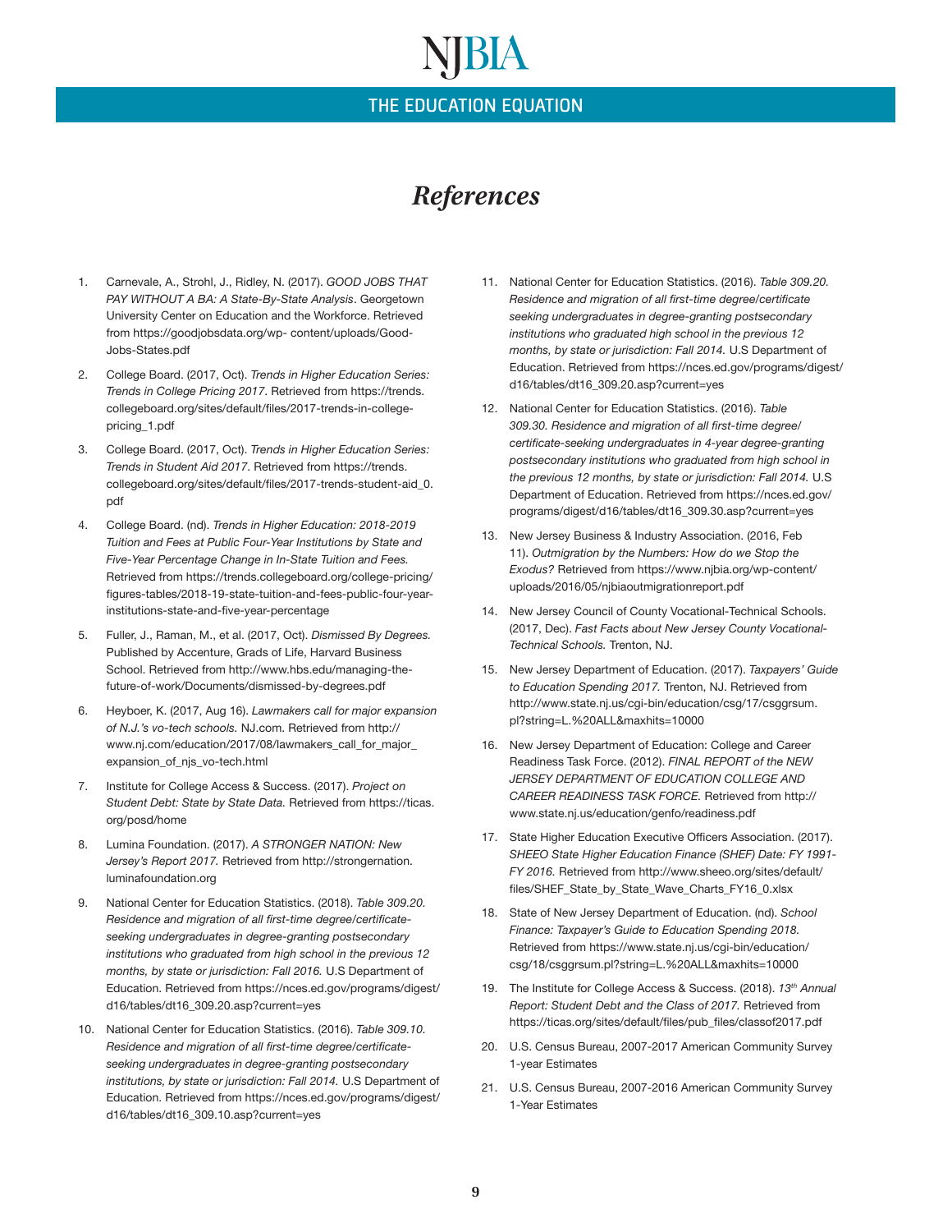# *References*

1. Carnevale, A., Strohl, J., Ridley, N. (2017). *GOOD JOBS THAT PAY WITHOUT A BA: A State-By-State Analysis*. Georgetown University Center on Education and the Workforce. Retrieved from https://goodjobsdata.org/wp- content/uploads/Good-Jobs-States.pdf

2. College Board. (2017, Oct). *Trends in Higher Education Series: Trends in College Pricing 2017.* Retrieved from https://trends.collegeboard.org/sites/default/files/2017-trends-in-college-pricing_1.pdf

3. College Board. (2017, Oct). *Trends in Higher Education Series: Trends in Student Aid 2017.* Retrieved from https://trends.collegeboard.org/sites/default/files/2017-trends-student-aid_0.pdf

4. College Board. (nd). *Trends in Higher Education: 2018-2019 Tuition and Fees at Public Four-Year Institutions by State and Five-Year Percentage Change in In-State Tuition and Fees.* Retrieved from https://trends.collegeboard.org/college-pricing/figures-tables/2018-19-state-tuition-and-fees-public-four-year-institutions-state-and-five-year-percentage

5. Fuller, J., Raman, M., et al. (2017, Oct). *Dismissed By Degrees.* Published by Accenture, Grads of Life, Harvard Business School. Retrieved from http://www.hbs.edu/managing-the-future-of-work/Documents/dismissed-by-degrees.pdf

6. Heyboer, K. (2017, Aug 16). *Lawmakers call for major expansion of N.J.'s vo-tech schools.* NJ.com. Retrieved from http://www.nj.com/education/2017/08/lawmakers_call_for_major_expansion_of_njs_vo-tech.html

7. Institute for College Access & Success. (2017). *Project on Student Debt: State by State Data.* Retrieved from https://ticas.org/posd/home

8. Lumina Foundation. (2017). *A STRONGER NATION: New Jersey's Report 2017.* Retrieved from http://strongernation.luminafoundation.org

9. National Center for Education Statistics. (2018). *Table 309.20. Residence and migration of all first-time degree/certificate-seeking undergraduates in degree-granting postsecondary institutions who graduated from high school in the previous 12 months, by state or jurisdiction: Fall 2016.* U.S Department of Education. Retrieved from https://nces.ed.gov/programs/digest/d16/tables/dt16_309.20.asp?current=yes

10. National Center for Education Statistics. (2016). *Table 309.10. Residence and migration of all first-time degree/certificate-seeking undergraduates in degree-granting postsecondary institutions, by state or jurisdiction: Fall 2014.* U.S Department of Education. Retrieved from https://nces.ed.gov/programs/digest/d16/tables/dt16_309.10.asp?current=yes

11. National Center for Education Statistics. (2016). *Table 309.20. Residence and migration of all first-time degree/certificate seeking undergraduates in degree-granting postsecondary institutions who graduated high school in the previous 12 months, by state or jurisdiction: Fall 2014.* U.S Department of Education. Retrieved from https://nces.ed.gov/programs/digest/d16/tables/dt16_309.20.asp?current=yes

12. National Center for Education Statistics. (2016). *Table 309.30. Residence and migration of all first-time degree/certificate-seeking undergraduates in 4-year degree-granting postsecondary institutions who graduated from high school in the previous 12 months, by state or jurisdiction: Fall 2014.* U.S Department of Education. Retrieved from https://nces.ed.gov/programs/digest/d16/tables/dt16_309.30.asp?current=yes

13. New Jersey Business & Industry Association. (2016, Feb 11). *Outmigration by the Numbers: How do we Stop the Exodus?* Retrieved from https://www.njbia.org/wp-content/uploads/2016/05/njbiaoutmigrationreport.pdf

14. New Jersey Council of County Vocational-Technical Schools. (2017, Dec). *Fast Facts about New Jersey County Vocational-Technical Schools.* Trenton, NJ.

15. New Jersey Department of Education. (2017). *Taxpayers' Guide to Education Spending 2017.* Trenton, NJ. Retrieved from http://www.state.nj.us/cgi-bin/education/csg/17/csggrsum.pl?string=L.%20ALL&maxhits=10000

16. New Jersey Department of Education: College and Career Readiness Task Force. (2012). *FINAL REPORT of the NEW JERSEY DEPARTMENT OF EDUCATION COLLEGE AND CAREER READINESS TASK FORCE.* Retrieved from http://www.state.nj.us/education/genfo/readiness.pdf

17. State Higher Education Executive Officers Association. (2017). *SHEEO State Higher Education Finance (SHEF) Date: FY 1991-FY 2016.* Retrieved from http://www.sheeo.org/sites/default/files/SHEF_State_by_State_Wave_Charts_FY16_0.xlsx

18. State of New Jersey Department of Education. (nd). *School Finance: Taxpayer's Guide to Education Spending 2018.* Retrieved from https://www.state.nj.us/cgi-bin/education/csg/18/csggrsum.pl?string=L.%20ALL&maxhits=10000

19. The Institute for College Access & Success. (2018). *13th Annual Report: Student Debt and the Class of 2017.* Retrieved from https://ticas.org/sites/default/files/pub_files/classof2017.pdf

20. U.S. Census Bureau, 2007-2017 American Community Survey 1-year Estimates

21. U.S. Census Bureau, 2007-2016 American Community Survey 1-Year Estimates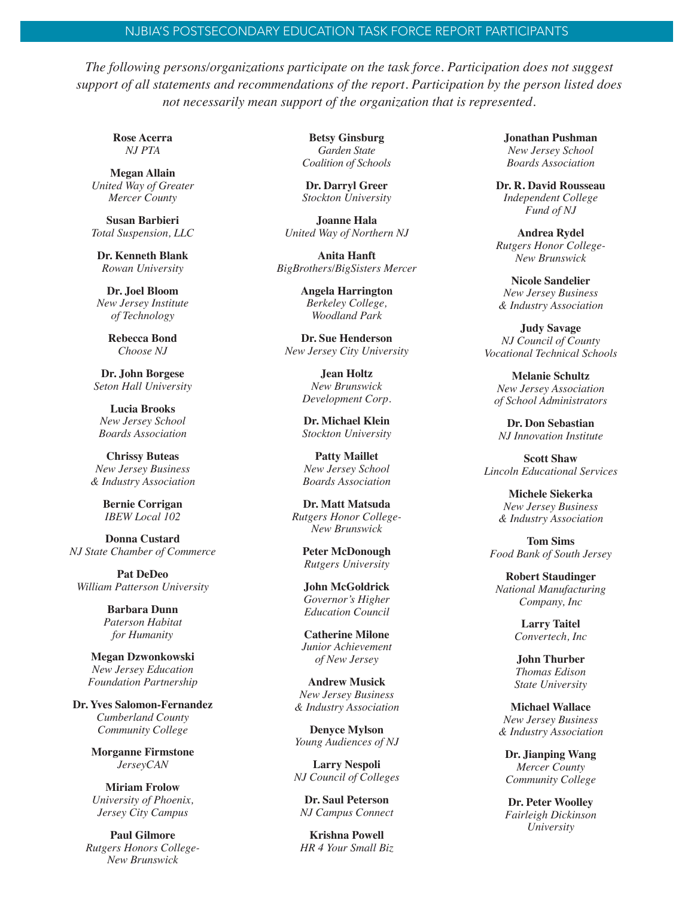## NJBIA'S POSTSECONDARY EDUCATION TASK FORCE REPORT PARTICIPANTS

*The following persons/organizations participate on the task force. Participation does not suggest support of all statements and recommendations of the report. Participation by the person listed does not necessarily mean support of the organization that is represented.*

**Rose Acerra**
*NJ PTA*

**Megan Allain**
*United Way of Greater Mercer County*

**Susan Barbieri**
*Total Suspension, LLC*

**Dr. Kenneth Blank**
*Rowan University*

**Dr. Joel Bloom**
*New Jersey Institute of Technology*

**Rebecca Bond**
*Choose NJ*

**Dr. John Borgese**
*Seton Hall University*

**Lucia Brooks**
*New Jersey School Boards Association*

**Chrissy Buteas**
*New Jersey Business & Industry Association*

**Bernie Corrigan**
*IBEW Local 102*

**Donna Custard**
*NJ State Chamber of Commerce*

**Pat DeDeo**
*William Patterson University*

**Barbara Dunn**
*Paterson Habitat for Humanity*

**Megan Dzwonkowski**
*New Jersey Education Foundation Partnership*

**Dr. Yves Salomon-Fernandez**
*Cumberland County Community College*

**Morganne Firmstone**
*JerseyCAN*

**Miriam Frolow**
*University of Phoenix, Jersey City Campus*

**Paul Gilmore**
*Rutgers Honors College-New Brunswick*

**Betsy Ginsburg**
*Garden State Coalition of Schools*

**Dr. Darryl Greer**
*Stockton University*

**Joanne Hala**
*United Way of Northern NJ*

**Anita Hanft**
*BigBrothers/BigSisters Mercer*

**Angela Harrington**
*Berkeley College, Woodland Park*

**Dr. Sue Henderson**
*New Jersey City University*

**Jean Holtz**
*New Brunswick Development Corp.*

**Dr. Michael Klein**
*Stockton University*

**Patty Maillet**
*New Jersey School Boards Association*

**Dr. Matt Matsuda**
*Rutgers Honor College-New Brunswick*

**Peter McDonough**
*Rutgers University*

**John McGoldrick**
*Governor's Higher Education Council*

**Catherine Milone**
*Junior Achievement of New Jersey*

**Andrew Musick**
*New Jersey Business & Industry Association*

**Denyce Mylson**
*Young Audiences of NJ*

**Larry Nespoli**
*NJ Council of Colleges*

**Dr. Saul Peterson**
*NJ Campus Connect*

**Krishna Powell**
*HR 4 Your Small Biz*

**Jonathan Pushman**
*New Jersey School Boards Association*

**Dr. R. David Rousseau**
*Independent College Fund of NJ*

**Andrea Rydel**
*Rutgers Honor College-New Brunswick*

**Nicole Sandelier**
*New Jersey Business & Industry Association*

**Judy Savage**
*NJ Council of County Vocational Technical Schools*

**Melanie Schultz**
*New Jersey Association of School Administrators*

**Dr. Don Sebastian**
*NJ Innovation Institute*

**Scott Shaw**
*Lincoln Educational Services*

**Michele Siekerka**
*New Jersey Business & Industry Association*

**Tom Sims**
*Food Bank of South Jersey*

**Robert Staudinger**
*National Manufacturing Company, Inc*

**Larry Taitel**
*Convertech, Inc*

**John Thurber**
*Thomas Edison State University*

**Michael Wallace**
*New Jersey Business & Industry Association*

**Dr. Jianping Wang**
*Mercer County Community College*

**Dr. Peter Woolley**
*Fairleigh Dickinson University*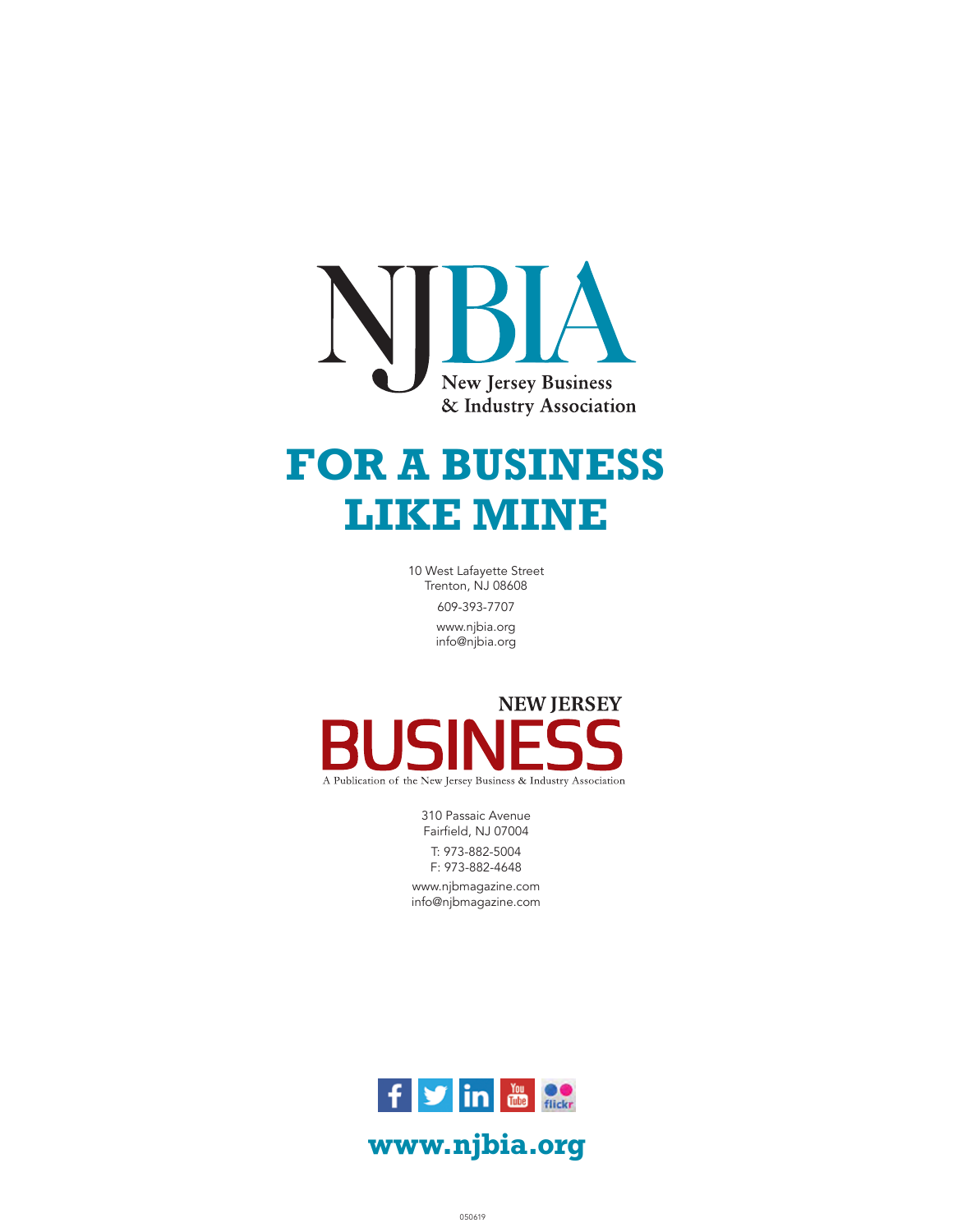NJBIA

New Jersey Business & Industry Association

# FOR A BUSINESS LIKE MINE

10 West Lafayette Street
Trenton, NJ 08608

609-393-7707

www.njbia.org
info@njbia.org

NEW JERSEY BUSINESS

A Publication of the New Jersey Business & Industry Association

310 Passaic Avenue
Fairfield, NJ 07004

T: 973-882-5004
F: 973-882-4648

www.njbmagazine.com
info@njbmagazine.com

**www.njbia.org**

050619